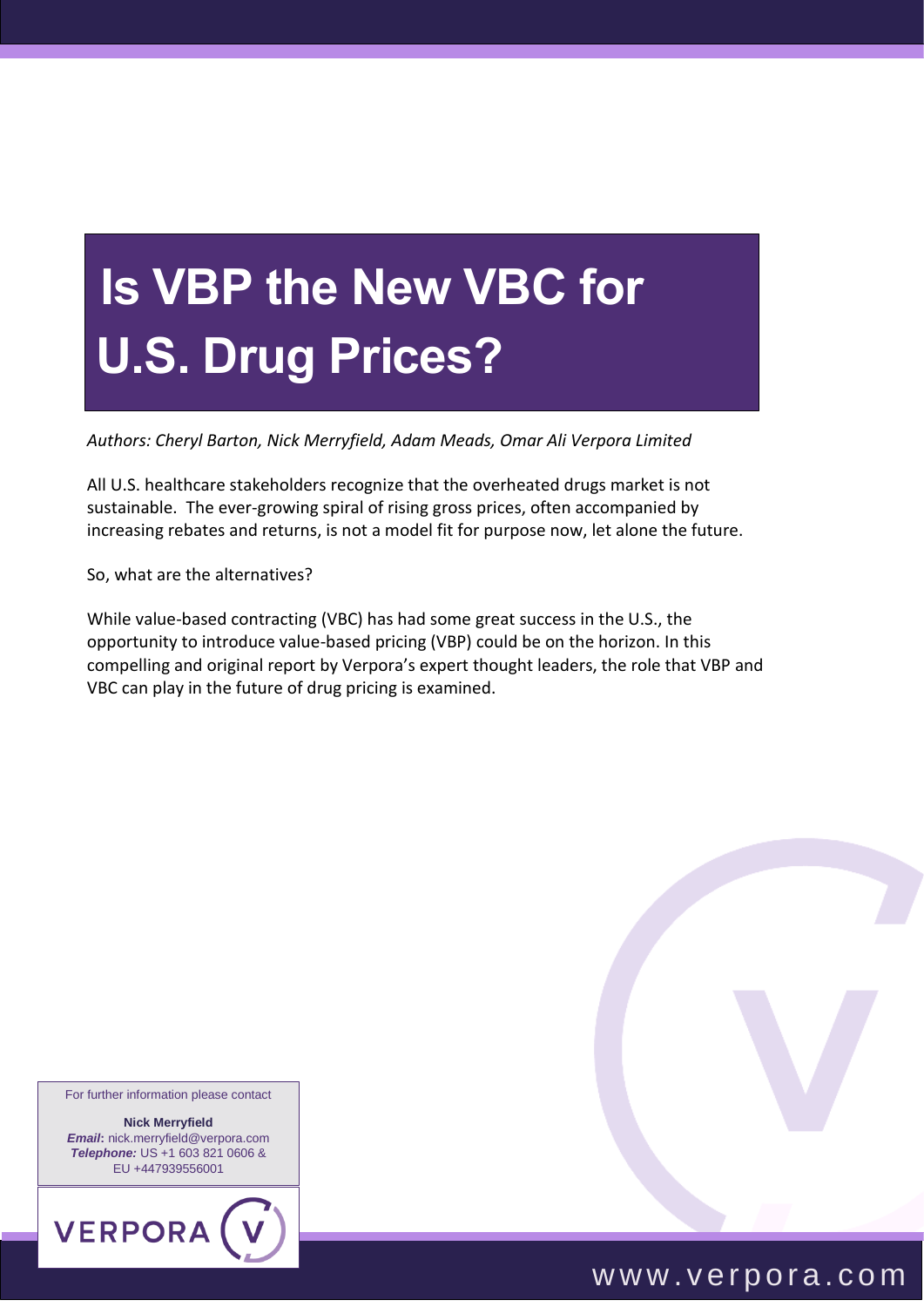# Is VBP the New VBC for U.S. Drug Prices?

*Authors: Cheryl Barton, Nick Merryfield, Adam Meads, Omar Ali Verpora Limited*

All U.S. healthcare stakeholders recognize that the overheated drugs market is not sustainable. The ever-growing spiral of rising gross prices, often accompanied by increasing rebates and returns, is not a model fit for purpose now, let alone the future.

So, what are the alternatives?

While value-based contracting (VBC) has had some great success in the U.S., the opportunity to introduce value-based pricing (VBP) could be on the horizon. In this compelling and original report by Verpora's expert thought leaders, the role that VBP and VBC can play in the future of drug pricing is examined.

For further information please contact

**Nick Merryfield**
***Email:*** nick.merryfield@verpora.com
***Telephone:*** US +1 603 821 0606 & EU +447939556001

VERPORA

www.verpora.com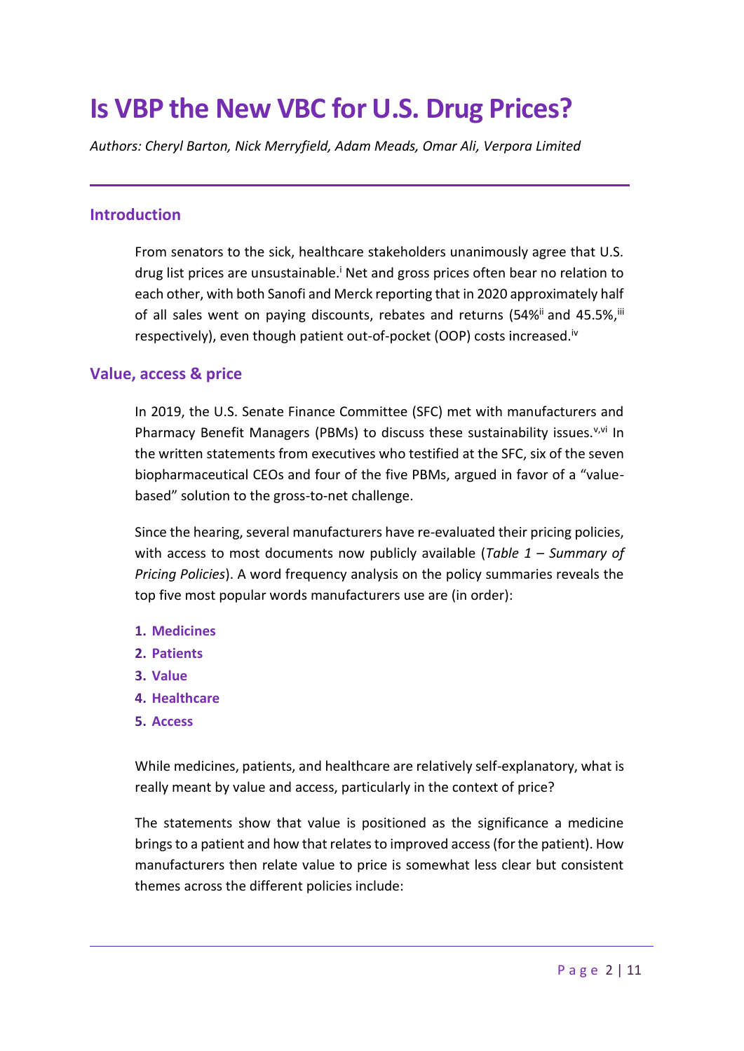# Is VBP the New VBC for U.S. Drug Prices?

*Authors: Cheryl Barton, Nick Merryfield, Adam Meads, Omar Ali, Verpora Limited*

## Introduction

From senators to the sick, healthcare stakeholders unanimously agree that U.S. drug list prices are unsustainable.[i] Net and gross prices often bear no relation to each other, with both Sanofi and Merck reporting that in 2020 approximately half of all sales went on paying discounts, rebates and returns (54%[ii] and 45.5%,[iii] respectively), even though patient out-of-pocket (OOP) costs increased.[iv]

## Value, access & price

In 2019, the U.S. Senate Finance Committee (SFC) met with manufacturers and Pharmacy Benefit Managers (PBMs) to discuss these sustainability issues.[v,vi] In the written statements from executives who testified at the SFC, six of the seven biopharmaceutical CEOs and four of the five PBMs, argued in favor of a "value-based" solution to the gross-to-net challenge.

Since the hearing, several manufacturers have re-evaluated their pricing policies, with access to most documents now publicly available (*Table 1 – Summary of Pricing Policies*). A word frequency analysis on the policy summaries reveals the top five most popular words manufacturers use are (in order):

1. **Medicines**
2. **Patients**
3. **Value**
4. **Healthcare**
5. **Access**

While medicines, patients, and healthcare are relatively self-explanatory, what is really meant by value and access, particularly in the context of price?

The statements show that value is positioned as the significance a medicine brings to a patient and how that relates to improved access (for the patient). How manufacturers then relate value to price is somewhat less clear but consistent themes across the different policies include: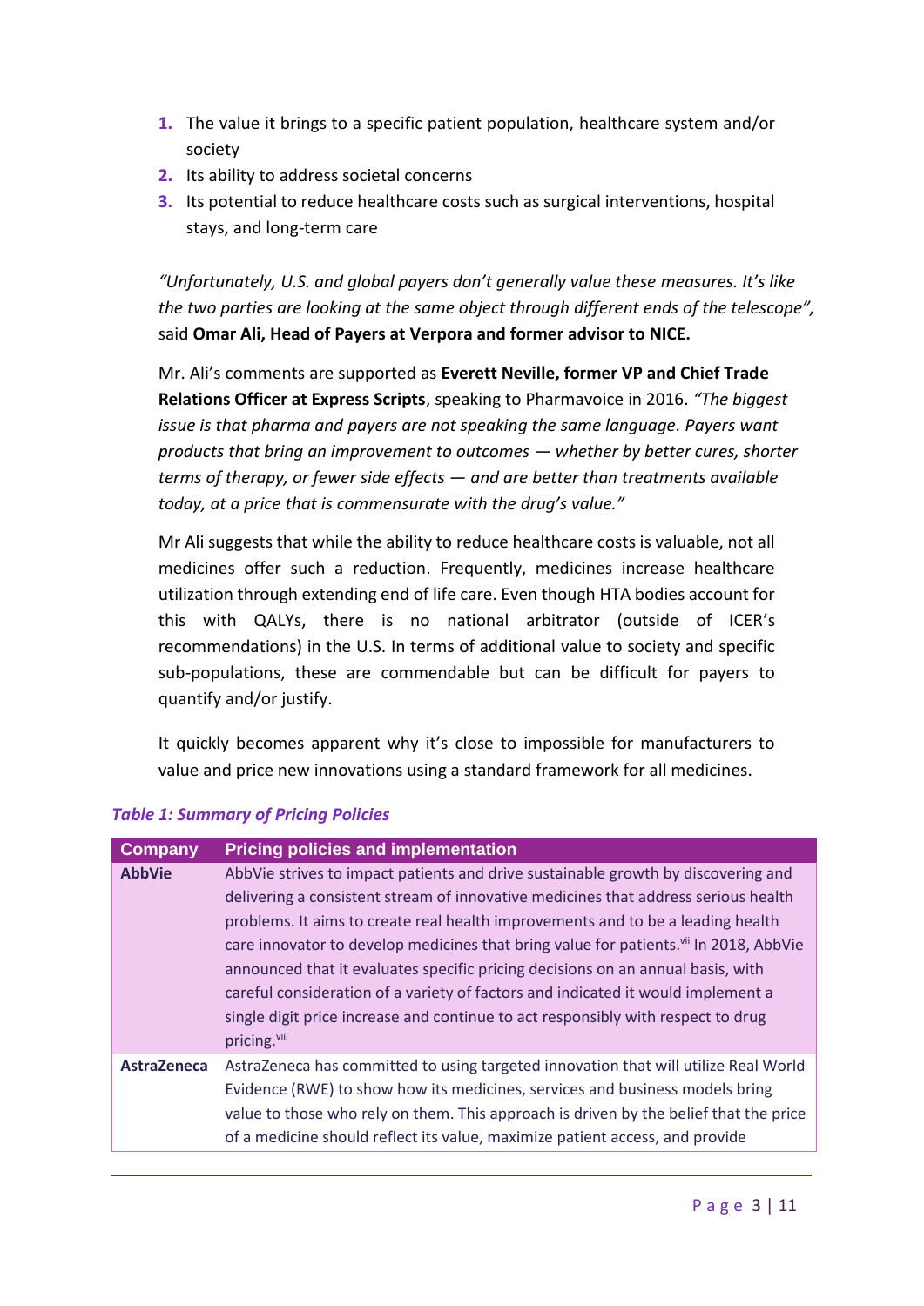1. The value it brings to a specific patient population, healthcare system and/or society
2. Its ability to address societal concerns
3. Its potential to reduce healthcare costs such as surgical interventions, hospital stays, and long-term care

*"Unfortunately, U.S. and global payers don't generally value these measures. It's like the two parties are looking at the same object through different ends of the telescope",* said **Omar Ali, Head of Payers at Verpora and former advisor to NICE.**

Mr. Ali's comments are supported as **Everett Neville, former VP and Chief Trade Relations Officer at Express Scripts**, speaking to Pharmavoice in 2016. *"The biggest issue is that pharma and payers are not speaking the same language. Payers want products that bring an improvement to outcomes — whether by better cures, shorter terms of therapy, or fewer side effects — and are better than treatments available today, at a price that is commensurate with the drug's value."*

Mr Ali suggests that while the ability to reduce healthcare costs is valuable, not all medicines offer such a reduction. Frequently, medicines increase healthcare utilization through extending end of life care. Even though HTA bodies account for this with QALYs, there is no national arbitrator (outside of ICER's recommendations) in the U.S. In terms of additional value to society and specific sub-populations, these are commendable but can be difficult for payers to quantify and/or justify.

It quickly becomes apparent why it's close to impossible for manufacturers to value and price new innovations using a standard framework for all medicines.

***Table 1: Summary of Pricing Policies***

| Company | Pricing policies and implementation |
|---|---|
| **AbbVie** | AbbVie strives to impact patients and drive sustainable growth by discovering and delivering a consistent stream of innovative medicines that address serious health problems. It aims to create real health improvements and to be a leading health care innovator to develop medicines that bring value for patients.[vii] In 2018, AbbVie announced that it evaluates specific pricing decisions on an annual basis, with careful consideration of a variety of factors and indicated it would implement a single digit price increase and continue to act responsibly with respect to drug pricing.[viii] |
| **AstraZeneca** | AstraZeneca has committed to using targeted innovation that will utilize Real World Evidence (RWE) to show how its medicines, services and business models bring value to those who rely on them. This approach is driven by the belief that the price of a medicine should reflect its value, maximize patient access, and provide |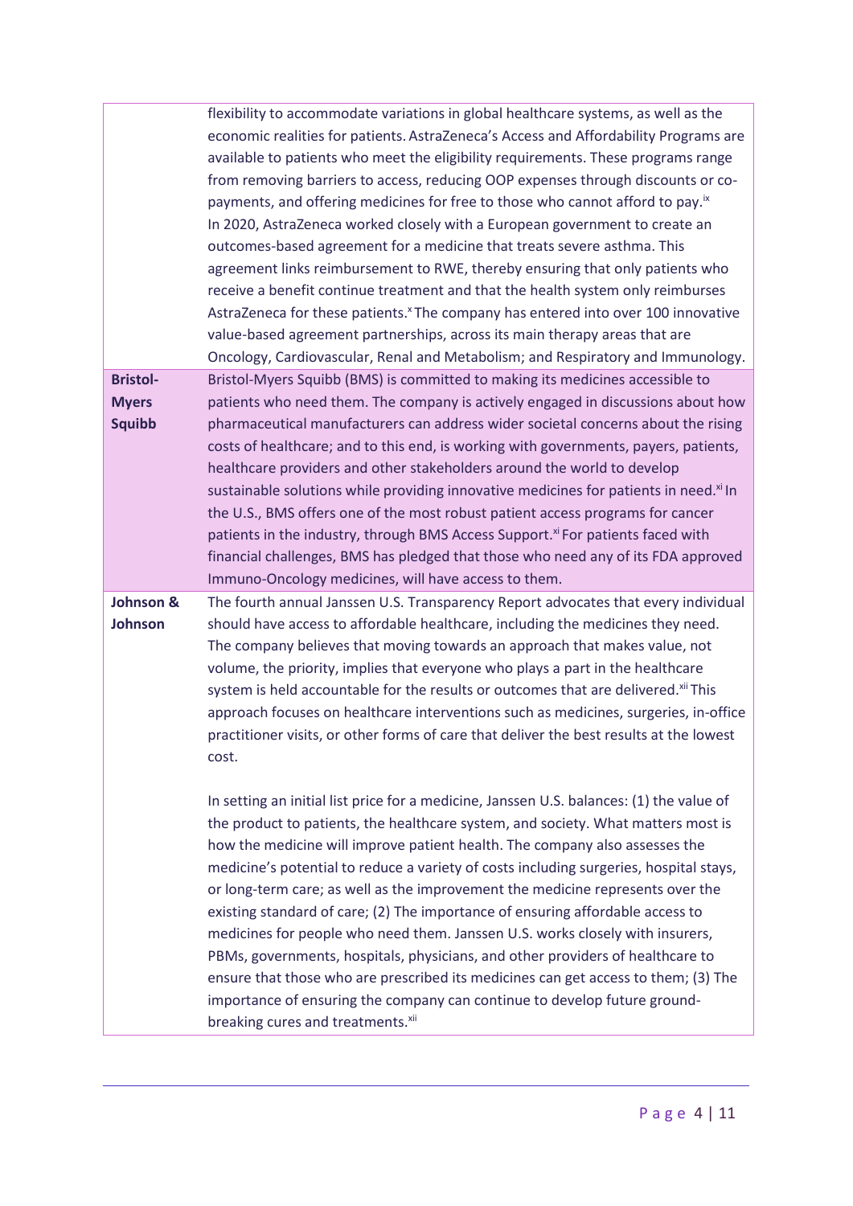| | |
|---|---|
| | flexibility to accommodate variations in global healthcare systems, as well as the economic realities for patients. AstraZeneca's Access and Affordability Programs are available to patients who meet the eligibility requirements. These programs range from removing barriers to access, reducing OOP expenses through discounts or co-payments, and offering medicines for free to those who cannot afford to pay.[ix] In 2020, AstraZeneca worked closely with a European government to create an outcomes-based agreement for a medicine that treats severe asthma. This agreement links reimbursement to RWE, thereby ensuring that only patients who receive a benefit continue treatment and that the health system only reimburses AstraZeneca for these patients.[x] The company has entered into over 100 innovative value-based agreement partnerships, across its main therapy areas that are Oncology, Cardiovascular, Renal and Metabolism; and Respiratory and Immunology. |
| **Bristol-Myers Squibb** | Bristol-Myers Squibb (BMS) is committed to making its medicines accessible to patients who need them. The company is actively engaged in discussions about how pharmaceutical manufacturers can address wider societal concerns about the rising costs of healthcare; and to this end, is working with governments, payers, patients, healthcare providers and other stakeholders around the world to develop sustainable solutions while providing innovative medicines for patients in need.[xi] In the U.S., BMS offers one of the most robust patient access programs for cancer patients in the industry, through BMS Access Support.[xi] For patients faced with financial challenges, BMS has pledged that those who need any of its FDA approved Immuno-Oncology medicines, will have access to them. |
| **Johnson & Johnson** | The fourth annual Janssen U.S. Transparency Report advocates that every individual should have access to affordable healthcare, including the medicines they need. The company believes that moving towards an approach that makes value, not volume, the priority, implies that everyone who plays a part in the healthcare system is held accountable for the results or outcomes that are delivered.[xii] This approach focuses on healthcare interventions such as medicines, surgeries, in-office practitioner visits, or other forms of care that deliver the best results at the lowest cost.<br><br>In setting an initial list price for a medicine, Janssen U.S. balances: (1) the value of the product to patients, the healthcare system, and society. What matters most is how the medicine will improve patient health. The company also assesses the medicine's potential to reduce a variety of costs including surgeries, hospital stays, or long-term care; as well as the improvement the medicine represents over the existing standard of care; (2) The importance of ensuring affordable access to medicines for people who need them. Janssen U.S. works closely with insurers, PBMs, governments, hospitals, physicians, and other providers of healthcare to ensure that those who are prescribed its medicines can get access to them; (3) The importance of ensuring the company can continue to develop future ground-breaking cures and treatments.[xii] |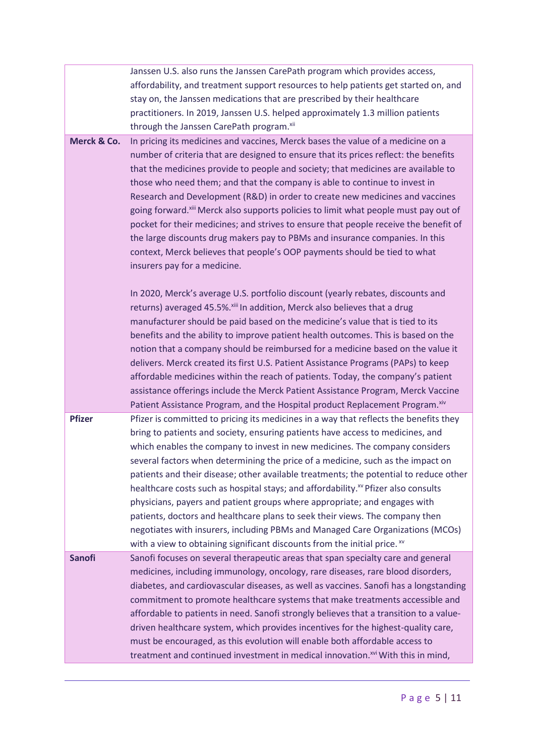| | |
|---|---|
| | Janssen U.S. also runs the Janssen CarePath program which provides access, affordability, and treatment support resources to help patients get started on, and stay on, the Janssen medications that are prescribed by their healthcare practitioners. In 2019, Janssen U.S. helped approximately 1.3 million patients through the Janssen CarePath program.[xii] |
| **Merck & Co.** | In pricing its medicines and vaccines, Merck bases the value of a medicine on a number of criteria that are designed to ensure that its prices reflect: the benefits that the medicines provide to people and society; that medicines are available to those who need them; and that the company is able to continue to invest in Research and Development (R&D) in order to create new medicines and vaccines going forward.[xiii] Merck also supports policies to limit what people must pay out of pocket for their medicines; and strives to ensure that people receive the benefit of the large discounts drug makers pay to PBMs and insurance companies. In this context, Merck believes that people's OOP payments should be tied to what insurers pay for a medicine.<br><br>In 2020, Merck's average U.S. portfolio discount (yearly rebates, discounts and returns) averaged 45.5%.[xiii] In addition, Merck also believes that a drug manufacturer should be paid based on the medicine's value that is tied to its benefits and the ability to improve patient health outcomes. This is based on the notion that a company should be reimbursed for a medicine based on the value it delivers. Merck created its first U.S. Patient Assistance Programs (PAPs) to keep affordable medicines within the reach of patients. Today, the company's patient assistance offerings include the Merck Patient Assistance Program, Merck Vaccine Patient Assistance Program, and the Hospital product Replacement Program.[xiv] |
| **Pfizer** | Pfizer is committed to pricing its medicines in a way that reflects the benefits they bring to patients and society, ensuring patients have access to medicines, and which enables the company to invest in new medicines. The company considers several factors when determining the price of a medicine, such as the impact on patients and their disease; other available treatments; the potential to reduce other healthcare costs such as hospital stays; and affordability.[xv] Pfizer also consults physicians, payers and patient groups where appropriate; and engages with patients, doctors and healthcare plans to seek their views. The company then negotiates with insurers, including PBMs and Managed Care Organizations (MCOs) with a view to obtaining significant discounts from the initial price.[xv] |
| **Sanofi** | Sanofi focuses on several therapeutic areas that span specialty care and general medicines, including immunology, oncology, rare diseases, rare blood disorders, diabetes, and cardiovascular diseases, as well as vaccines. Sanofi has a longstanding commitment to promote healthcare systems that make treatments accessible and affordable to patients in need. Sanofi strongly believes that a transition to a value-driven healthcare system, which provides incentives for the highest-quality care, must be encouraged, as this evolution will enable both affordable access to treatment and continued investment in medical innovation.[xvi] With this in mind, |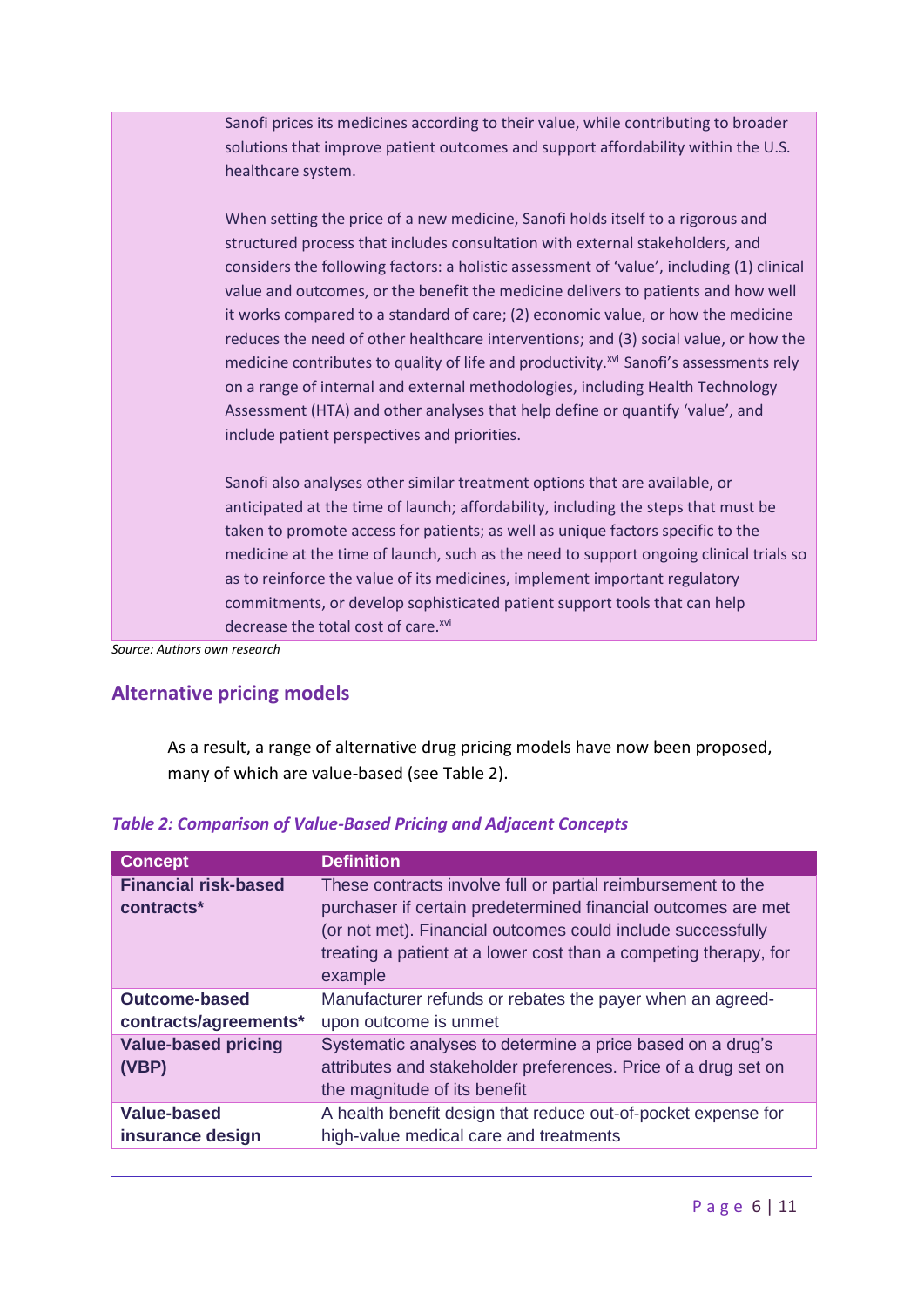Sanofi prices its medicines according to their value, while contributing to broader solutions that improve patient outcomes and support affordability within the U.S. healthcare system.

When setting the price of a new medicine, Sanofi holds itself to a rigorous and structured process that includes consultation with external stakeholders, and considers the following factors: a holistic assessment of 'value', including (1) clinical value and outcomes, or the benefit the medicine delivers to patients and how well it works compared to a standard of care; (2) economic value, or how the medicine reduces the need of other healthcare interventions; and (3) social value, or how the medicine contributes to quality of life and productivity.[xvi] Sanofi's assessments rely on a range of internal and external methodologies, including Health Technology Assessment (HTA) and other analyses that help define or quantify 'value', and include patient perspectives and priorities.

Sanofi also analyses other similar treatment options that are available, or anticipated at the time of launch; affordability, including the steps that must be taken to promote access for patients; as well as unique factors specific to the medicine at the time of launch, such as the need to support ongoing clinical trials so as to reinforce the value of its medicines, implement important regulatory commitments, or develop sophisticated patient support tools that can help decrease the total cost of care.[xvi]

*Source: Authors own research*

## Alternative pricing models

As a result, a range of alternative drug pricing models have now been proposed, many of which are value-based (see Table 2).

***Table 2: Comparison of Value-Based Pricing and Adjacent Concepts***

| Concept | Definition |
|---|---|
| **Financial risk-based contracts*** | These contracts involve full or partial reimbursement to the purchaser if certain predetermined financial outcomes are met (or not met). Financial outcomes could include successfully treating a patient at a lower cost than a competing therapy, for example |
| **Outcome-based contracts/agreements*** | Manufacturer refunds or rebates the payer when an agreed-upon outcome is unmet |
| **Value-based pricing (VBP)** | Systematic analyses to determine a price based on a drug's attributes and stakeholder preferences. Price of a drug set on the magnitude of its benefit |
| **Value-based insurance design** | A health benefit design that reduce out-of-pocket expense for high-value medical care and treatments |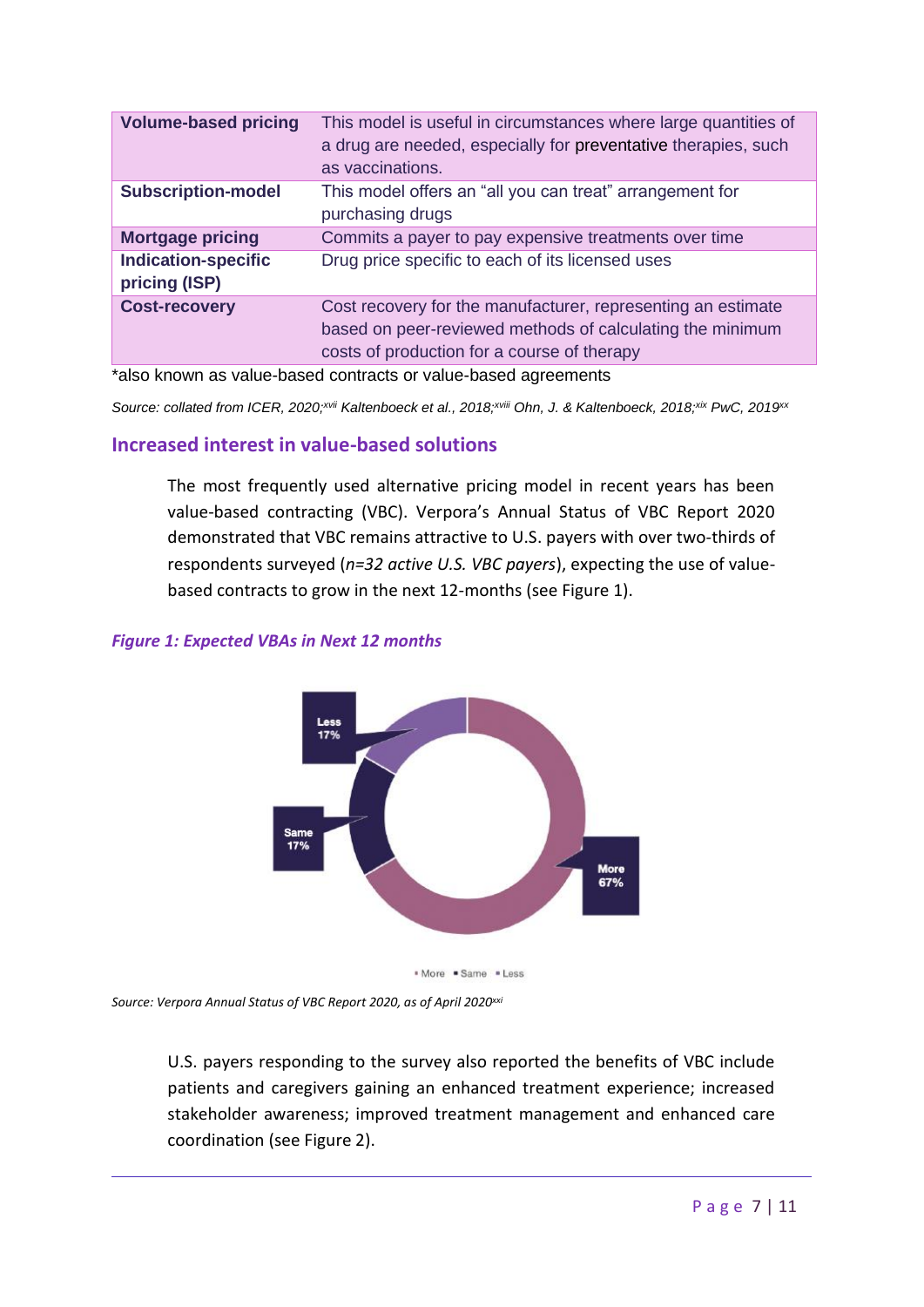| | |
|---|---|
| **Volume-based pricing** | This model is useful in circumstances where large quantities of a drug are needed, especially for preventative therapies, such as vaccinations. |
| **Subscription-model** | This model offers an "all you can treat" arrangement for purchasing drugs |
| **Mortgage pricing** | Commits a payer to pay expensive treatments over time |
| **Indication-specific pricing (ISP)** | Drug price specific to each of its licensed uses |
| **Cost-recovery** | Cost recovery for the manufacturer, representing an estimate based on peer-reviewed methods of calculating the minimum costs of production for a course of therapy |

*also known as value-based contracts or value-based agreements

*Source: collated from ICER, 2020;[xvii] Kaltenboeck et al., 2018;[xviii] Ohn, J. & Kaltenboeck, 2018;[xix] PwC, 2019[xx]*

## Increased interest in value-based solutions

The most frequently used alternative pricing model in recent years has been value-based contracting (VBC). Verpora's Annual Status of VBC Report 2020 demonstrated that VBC remains attractive to U.S. payers with over two-thirds of respondents surveyed (*n=32 active U.S. VBC payers*), expecting the use of value-based contracts to grow in the next 12-months (see Figure 1).

***Figure 1: Expected VBAs in Next 12 months***

Less 17%

Same 17%

More 67%

More Same Less

*Source: Verpora Annual Status of VBC Report 2020, as of April 2020[xxi]*

U.S. payers responding to the survey also reported the benefits of VBC include patients and caregivers gaining an enhanced treatment experience; increased stakeholder awareness; improved treatment management and enhanced care coordination (see Figure 2).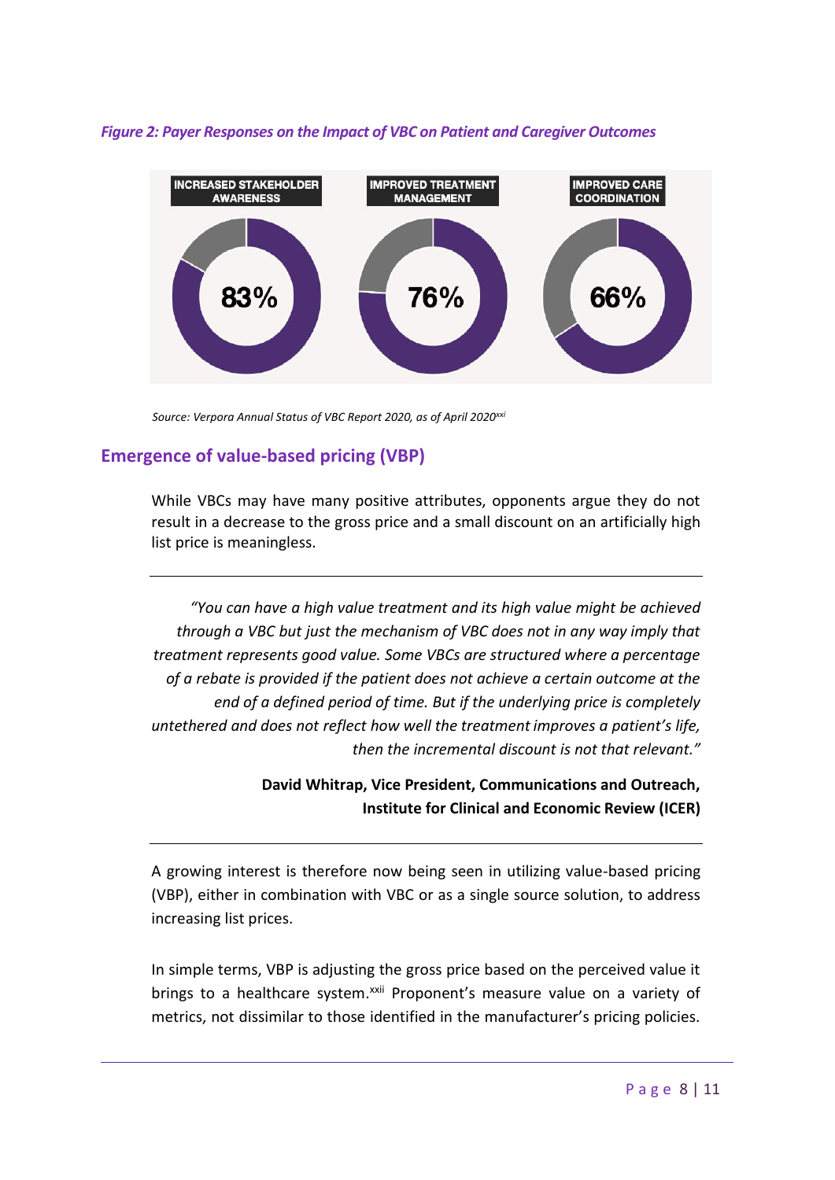*Figure 2: Payer Responses on the Impact of VBC on Patient and Caregiver Outcomes*

INCREASED STAKEHOLDER AWARENESS

83%

IMPROVED TREATMENT MANAGEMENT

76%

IMPROVED CARE COORDINATION

66%

*Source: Verpora Annual Status of VBC Report 2020, as of April 2020*[xxi]

## Emergence of value-based pricing (VBP)

While VBCs may have many positive attributes, opponents argue they do not result in a decrease to the gross price and a small discount on an artificially high list price is meaningless.

---

*"You can have a high value treatment and its high value might be achieved through a VBC but just the mechanism of VBC does not in any way imply that treatment represents good value. Some VBCs are structured where a percentage of a rebate is provided if the patient does not achieve a certain outcome at the end of a defined period of time. But if the underlying price is completely untethered and does not reflect how well the treatment improves a patient's life, then the incremental discount is not that relevant."*

**David Whitrap, Vice President, Communications and Outreach, Institute for Clinical and Economic Review (ICER)**

---

A growing interest is therefore now being seen in utilizing value-based pricing (VBP), either in combination with VBC or as a single source solution, to address increasing list prices.

In simple terms, VBP is adjusting the gross price based on the perceived value it brings to a healthcare system.[xxii] Proponent's measure value on a variety of metrics, not dissimilar to those identified in the manufacturer's pricing policies.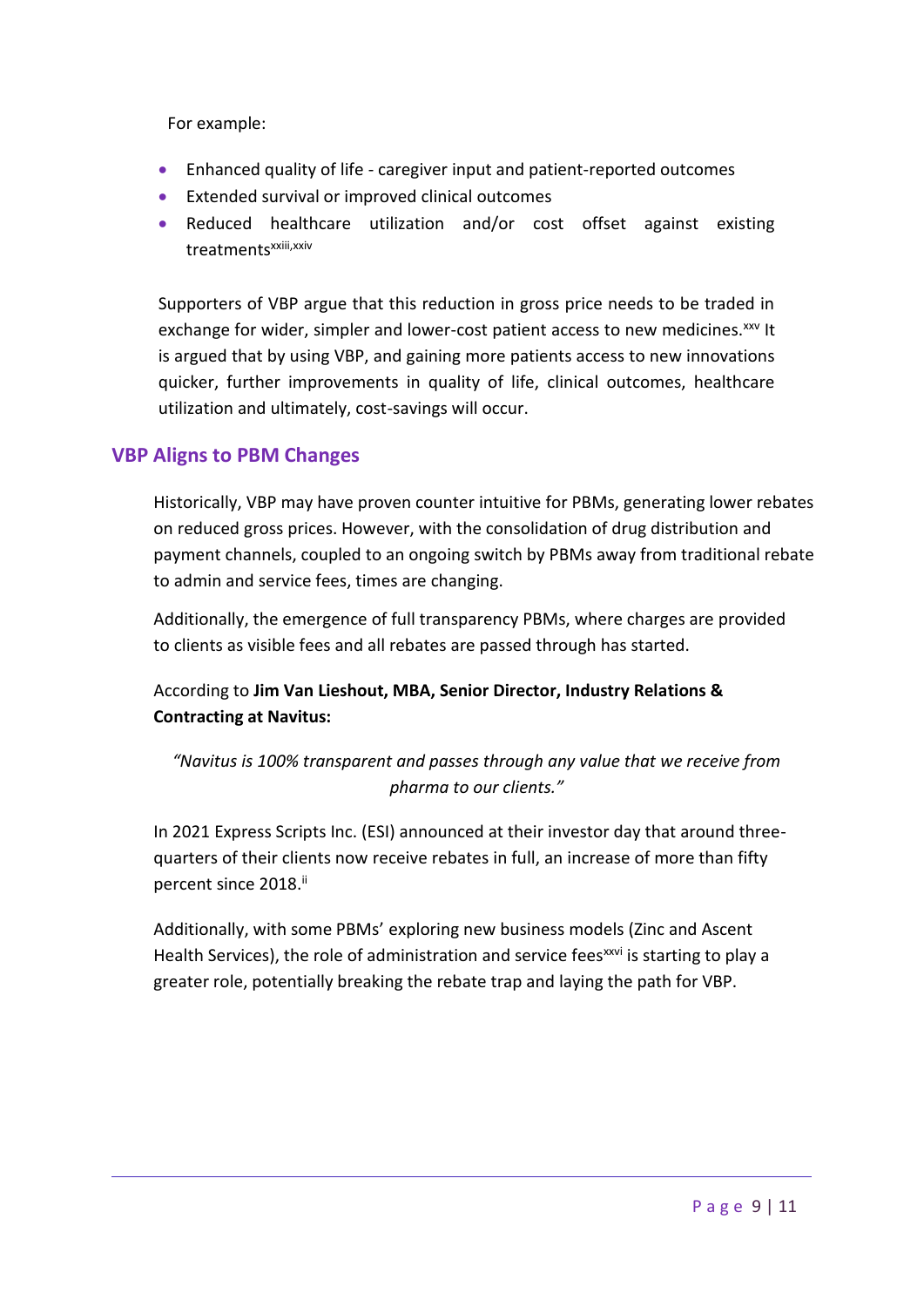For example:

- Enhanced quality of life - caregiver input and patient-reported outcomes
- Extended survival or improved clinical outcomes
- Reduced healthcare utilization and/or cost offset against existing treatments[xxiii,xxiv]

Supporters of VBP argue that this reduction in gross price needs to be traded in exchange for wider, simpler and lower-cost patient access to new medicines.[xxv] It is argued that by using VBP, and gaining more patients access to new innovations quicker, further improvements in quality of life, clinical outcomes, healthcare utilization and ultimately, cost-savings will occur.

## VBP Aligns to PBM Changes

Historically, VBP may have proven counter intuitive for PBMs, generating lower rebates on reduced gross prices. However, with the consolidation of drug distribution and payment channels, coupled to an ongoing switch by PBMs away from traditional rebate to admin and service fees, times are changing.

Additionally, the emergence of full transparency PBMs, where charges are provided to clients as visible fees and all rebates are passed through has started.

According to **Jim Van Lieshout, MBA, Senior Director, Industry Relations & Contracting at Navitus:**

*"Navitus is 100% transparent and passes through any value that we receive from pharma to our clients."*

In 2021 Express Scripts Inc. (ESI) announced at their investor day that around three-quarters of their clients now receive rebates in full, an increase of more than fifty percent since 2018.[ii]

Additionally, with some PBMs' exploring new business models (Zinc and Ascent Health Services), the role of administration and service fees[xxvi] is starting to play a greater role, potentially breaking the rebate trap and laying the path for VBP.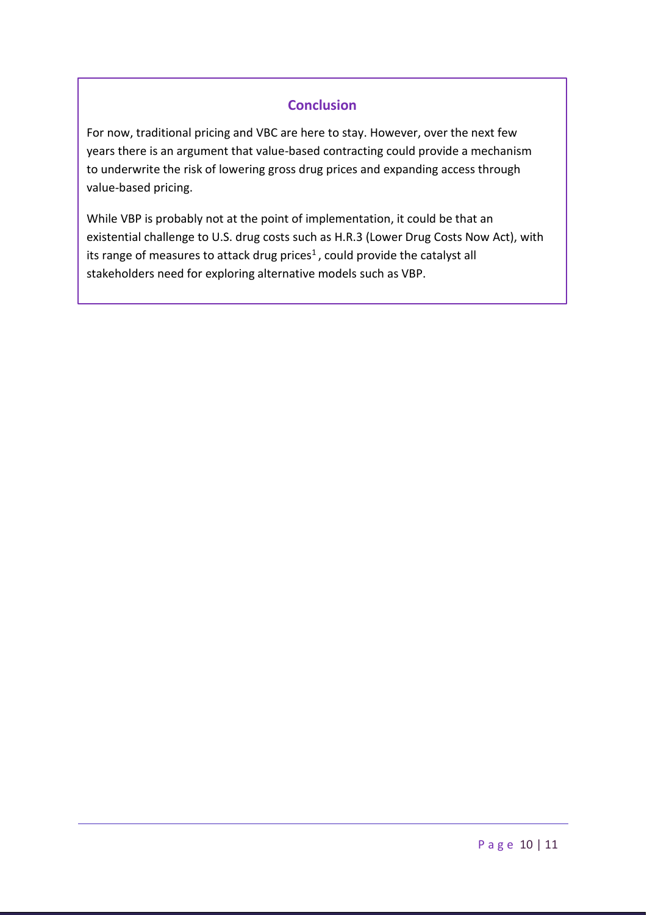## Conclusion

For now, traditional pricing and VBC are here to stay. However, over the next few years there is an argument that value-based contracting could provide a mechanism to underwrite the risk of lowering gross drug prices and expanding access through value-based pricing.

While VBP is probably not at the point of implementation, it could be that an existential challenge to U.S. drug costs such as H.R.3 (Lower Drug Costs Now Act), with its range of measures to attack drug prices[1] , could provide the catalyst all stakeholders need for exploring alternative models such as VBP.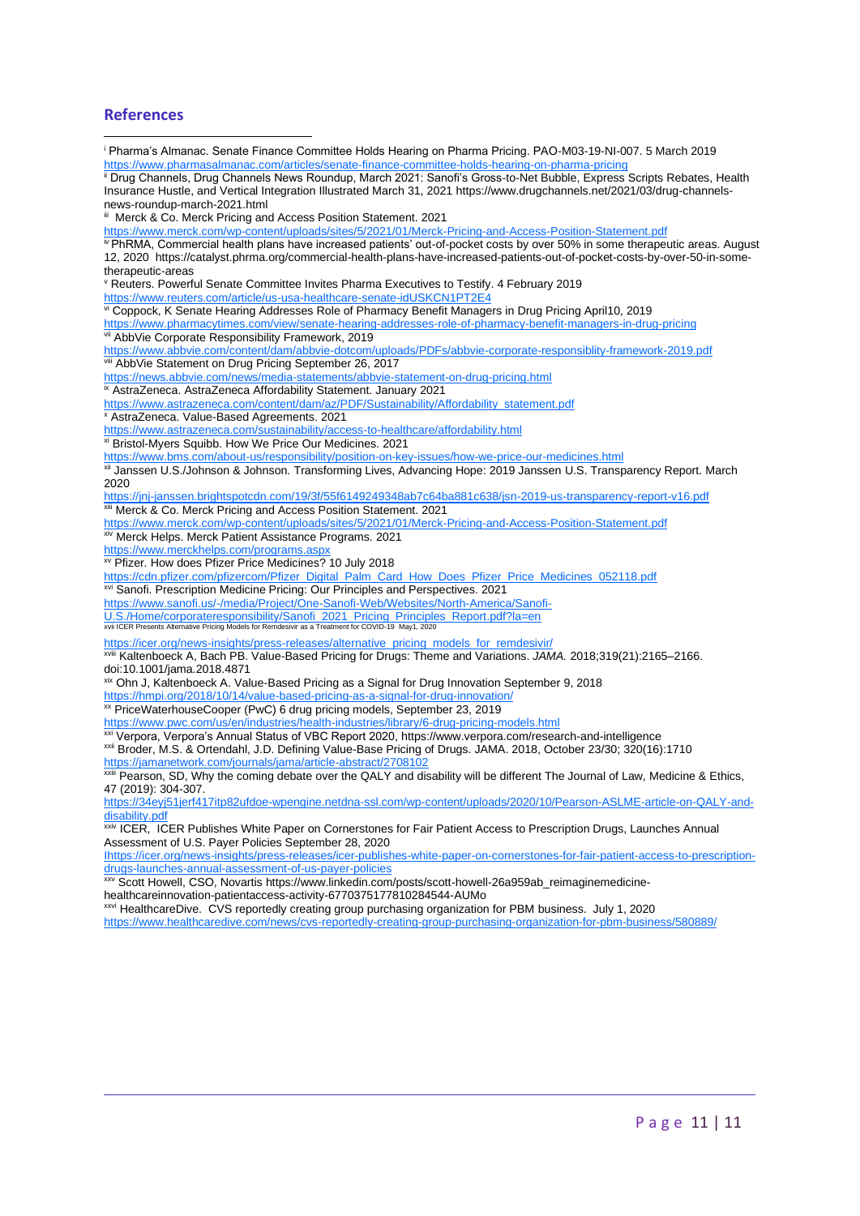## References

[i] Pharma's Almanac. Senate Finance Committee Holds Hearing on Pharma Pricing. PAO-M03-19-NI-007. 5 March 2019 https://www.pharmasalmanac.com/articles/senate-finance-committee-holds-hearing-on-pharma-pricing

[ii] Drug Channels, Drug Channels News Roundup, March 2021: Sanofi's Gross-to-Net Bubble, Express Scripts Rebates, Health Insurance Hustle, and Vertical Integration Illustrated March 31, 2021 https://www.drugchannels.net/2021/03/drug-channels-news-roundup-march-2021.html

[iii] Merck & Co. Merck Pricing and Access Position Statement. 2021 https://www.merck.com/wp-content/uploads/sites/5/2021/01/Merck-Pricing-and-Access-Position-Statement.pdf

[iv] PhRMA, Commercial health plans have increased patients' out-of-pocket costs by over 50% in some therapeutic areas. August 12, 2020 https://catalyst.phrma.org/commercial-health-plans-have-increased-patients-out-of-pocket-costs-by-over-50-in-some-therapeutic-areas

[v] Reuters. Powerful Senate Committee Invites Pharma Executives to Testify. 4 February 2019 https://www.reuters.com/article/us-usa-healthcare-senate-idUSKCN1PT2E4

[vi] Coppock, K Senate Hearing Addresses Role of Pharmacy Benefit Managers in Drug Pricing April10, 2019 https://www.pharmacytimes.com/view/senate-hearing-addresses-role-of-pharmacy-benefit-managers-in-drug-pricing

[vii] AbbVie Corporate Responsibility Framework, 2019 https://www.abbvie.com/content/dam/abbvie-dotcom/uploads/PDFs/abbvie-corporate-responsiblity-framework-2019.pdf

[viii] AbbVie Statement on Drug Pricing September 26, 2017 https://news.abbvie.com/news/media-statements/abbvie-statement-on-drug-pricing.html

[ix] AstraZeneca. AstraZeneca Affordability Statement. January 2021 https://www.astrazeneca.com/content/dam/az/PDF/Sustainability/Affordability_statement.pdf

[x] AstraZeneca. Value-Based Agreements. 2021 https://www.astrazeneca.com/sustainability/access-to-healthcare/affordability.html

[xi] Bristol-Myers Squibb. How We Price Our Medicines. 2021 https://www.bms.com/about-us/responsibility/position-on-key-issues/how-we-price-our-medicines.html

[xii] Janssen U.S./Johnson & Johnson. Transforming Lives, Advancing Hope: 2019 Janssen U.S. Transparency Report. March 2020 https://jnj-janssen.brightspotcdn.com/19/3f/55f6149249348ab7c64ba881c638/jsn-2019-us-transparency-report-v16.pdf

[xiii] Merck & Co. Merck Pricing and Access Position Statement. 2021 https://www.merck.com/wp-content/uploads/sites/5/2021/01/Merck-Pricing-and-Access-Position-Statement.pdf

[xiv] Merck Helps. Merck Patient Assistance Programs. 2021 https://www.merckhelps.com/programs.aspx

[xv] Pfizer. How does Pfizer Price Medicines? 10 July 2018 https://cdn.pfizer.com/pfizercom/Pfizer_Digital_Palm_Card_How_Does_Pfizer_Price_Medicines_052118.pdf

[xvi] Sanofi. Prescription Medicine Pricing: Our Principles and Perspectives. 2021 https://www.sanofi.us/-/media/Project/One-Sanofi-Web/Websites/North-America/Sanofi-U.S./Home/corporateresponsibility/Sanofi_2021_Pricing_Principles_Report.pdf?la=en

[xvii] ICER Presents Alternative Pricing Models for Remdesivir as a Treatment for COVID-19 May1, 2020 https://icer.org/news-insights/press-releases/alternative_pricing_models_for_remdesivir/

[xviii] Kaltenboeck A, Bach PB. Value-Based Pricing for Drugs: Theme and Variations. *JAMA.* 2018;319(21):2165–2166. doi:10.1001/jama.2018.4871

[xix] Ohn J, Kaltenboeck A. Value-Based Pricing as a Signal for Drug Innovation September 9, 2018 https://hmpi.org/2018/10/14/value-based-pricing-as-a-signal-for-drug-innovation/

[xx] PriceWaterhouseCooper (PwC) 6 drug pricing models, September 23, 2019 https://www.pwc.com/us/en/industries/health-industries/library/6-drug-pricing-models.html

[xxi] Verpora, Verpora's Annual Status of VBC Report 2020, https://www.verpora.com/research-and-intelligence

[xxii] Broder, M.S. & Ortendahl, J.D. Defining Value-Base Pricing of Drugs. JAMA. 2018, October 23/30; 320(16):1710 https://jamanetwork.com/journals/jama/article-abstract/2708102

[xxiii] Pearson, SD, Why the coming debate over the QALY and disability will be different The Journal of Law, Medicine & Ethics, 47 (2019): 304-307. https://34eyj51jerf417itp82ufdoe-wpengine.netdna-ssl.com/wp-content/uploads/2020/10/Pearson-ASLME-article-on-QALY-and-disability.pdf

[xxiv] ICER, ICER Publishes White Paper on Cornerstones for Fair Patient Access to Prescription Drugs, Launches Annual Assessment of U.S. Payer Policies September 28, 2020 lhttps://icer.org/news-insights/press-releases/icer-publishes-white-paper-on-cornerstones-for-fair-patient-access-to-prescription-drugs-launches-annual-assessment-of-us-payer-policies

[xxv] Scott Howell, CSO, Novartis https://www.linkedin.com/posts/scott-howell-26a959ab_reimaginemedicine-healthcareinnovation-patientaccess-activity-6770375177810284544-AUMo

[xxvi] HealthcareDive. CVS reportedly creating group purchasing organization for PBM business. July 1, 2020 https://www.healthcaredive.com/news/cvs-reportedly-creating-group-purchasing-organization-for-pbm-business/580889/